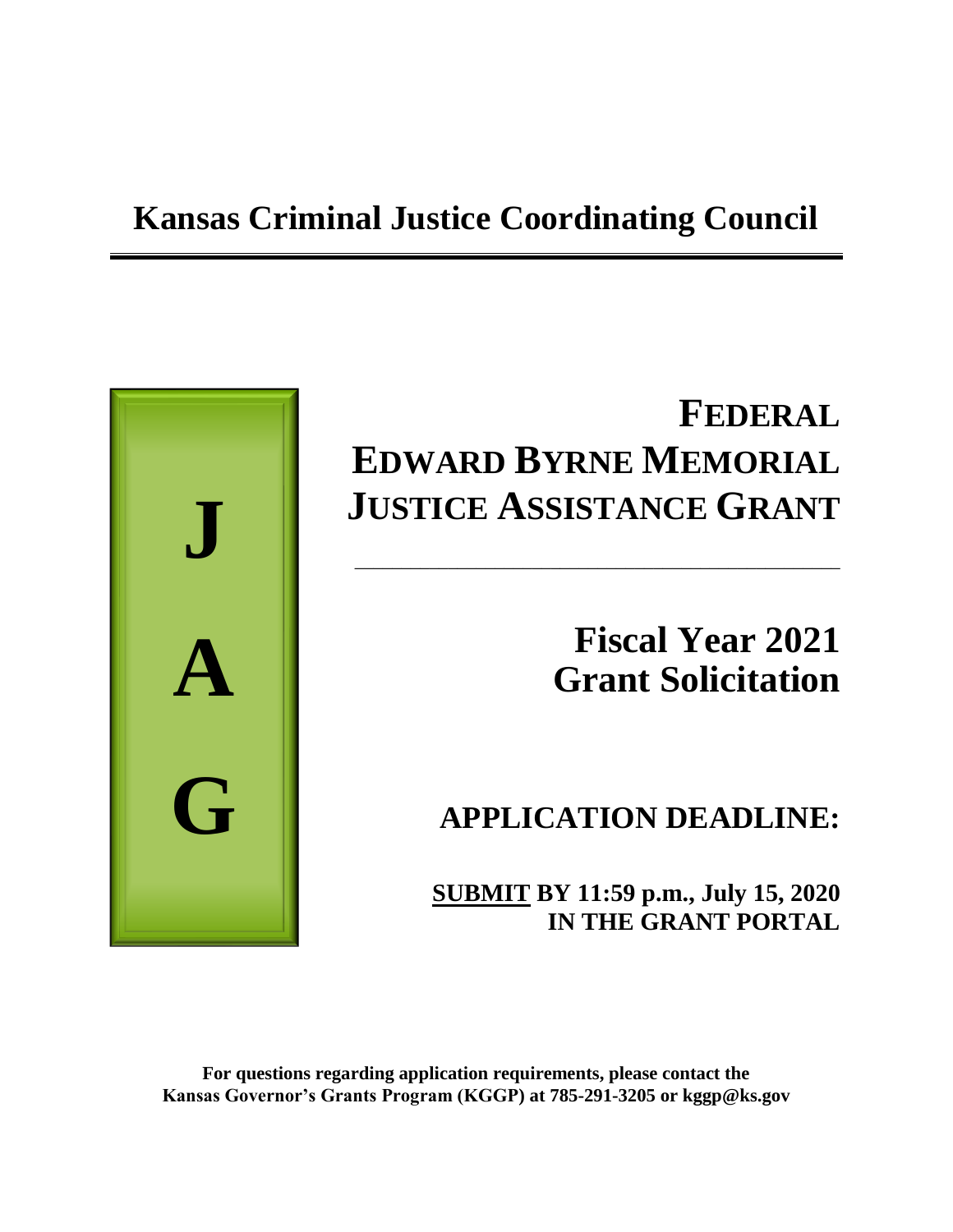# Kansas Criminal Justice Coordinating Council

**J**

**A**

**G**

# FEDERAL EDWARD BYRNE MEMORIAL JUSTICE ASSISTANCE GRANT

## Fiscal Year 2021 Grant Solicitation

## APPLICATION DEADLINE:

**SUBMIT BY 11:59 p.m., July 15, 2020 IN THE GRANT PORTAL**

**For questions regarding application requirements, please contact the Kansas Governor's Grants Program (KGGP) at 785-291-3205 or kggp@ks.gov**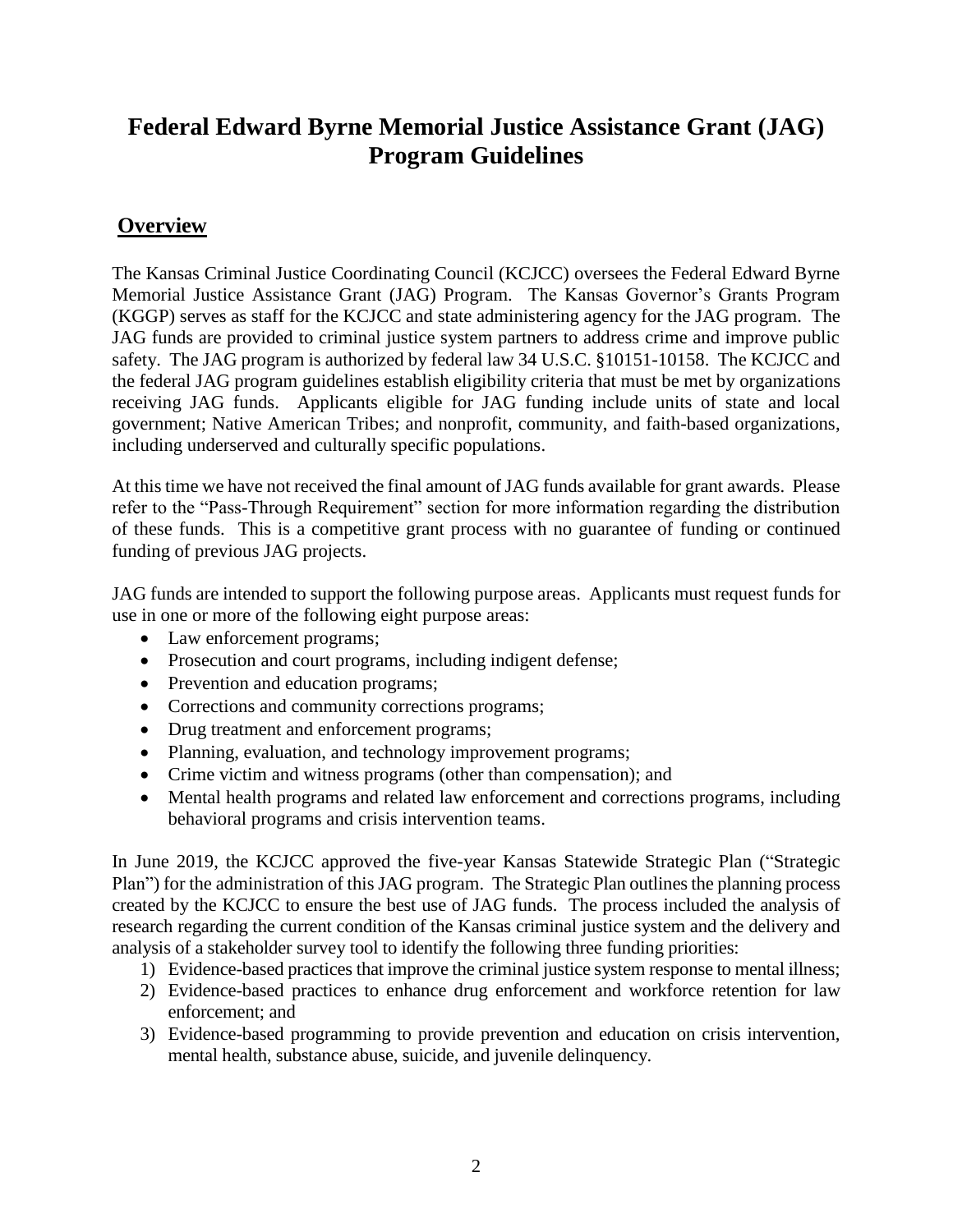# Federal Edward Byrne Memorial Justice Assistance Grant (JAG) Program Guidelines

## Overview

The Kansas Criminal Justice Coordinating Council (KCJCC) oversees the Federal Edward Byrne Memorial Justice Assistance Grant (JAG) Program. The Kansas Governor's Grants Program (KGGP) serves as staff for the KCJCC and state administering agency for the JAG program. The JAG funds are provided to criminal justice system partners to address crime and improve public safety. The JAG program is authorized by federal law 34 U.S.C. §10151-10158. The KCJCC and the federal JAG program guidelines establish eligibility criteria that must be met by organizations receiving JAG funds. Applicants eligible for JAG funding include units of state and local government; Native American Tribes; and nonprofit, community, and faith-based organizations, including underserved and culturally specific populations.

At this time we have not received the final amount of JAG funds available for grant awards. Please refer to the "Pass-Through Requirement" section for more information regarding the distribution of these funds. This is a competitive grant process with no guarantee of funding or continued funding of previous JAG projects.

JAG funds are intended to support the following purpose areas. Applicants must request funds for use in one or more of the following eight purpose areas:

- Law enforcement programs;
- Prosecution and court programs, including indigent defense;
- Prevention and education programs;
- Corrections and community corrections programs;
- Drug treatment and enforcement programs;
- Planning, evaluation, and technology improvement programs;
- Crime victim and witness programs (other than compensation); and
- Mental health programs and related law enforcement and corrections programs, including behavioral programs and crisis intervention teams.

In June 2019, the KCJCC approved the five-year Kansas Statewide Strategic Plan ("Strategic Plan") for the administration of this JAG program. The Strategic Plan outlines the planning process created by the KCJCC to ensure the best use of JAG funds. The process included the analysis of research regarding the current condition of the Kansas criminal justice system and the delivery and analysis of a stakeholder survey tool to identify the following three funding priorities:

1) Evidence-based practices that improve the criminal justice system response to mental illness;
2) Evidence-based practices to enhance drug enforcement and workforce retention for law enforcement; and
3) Evidence-based programming to provide prevention and education on crisis intervention, mental health, substance abuse, suicide, and juvenile delinquency.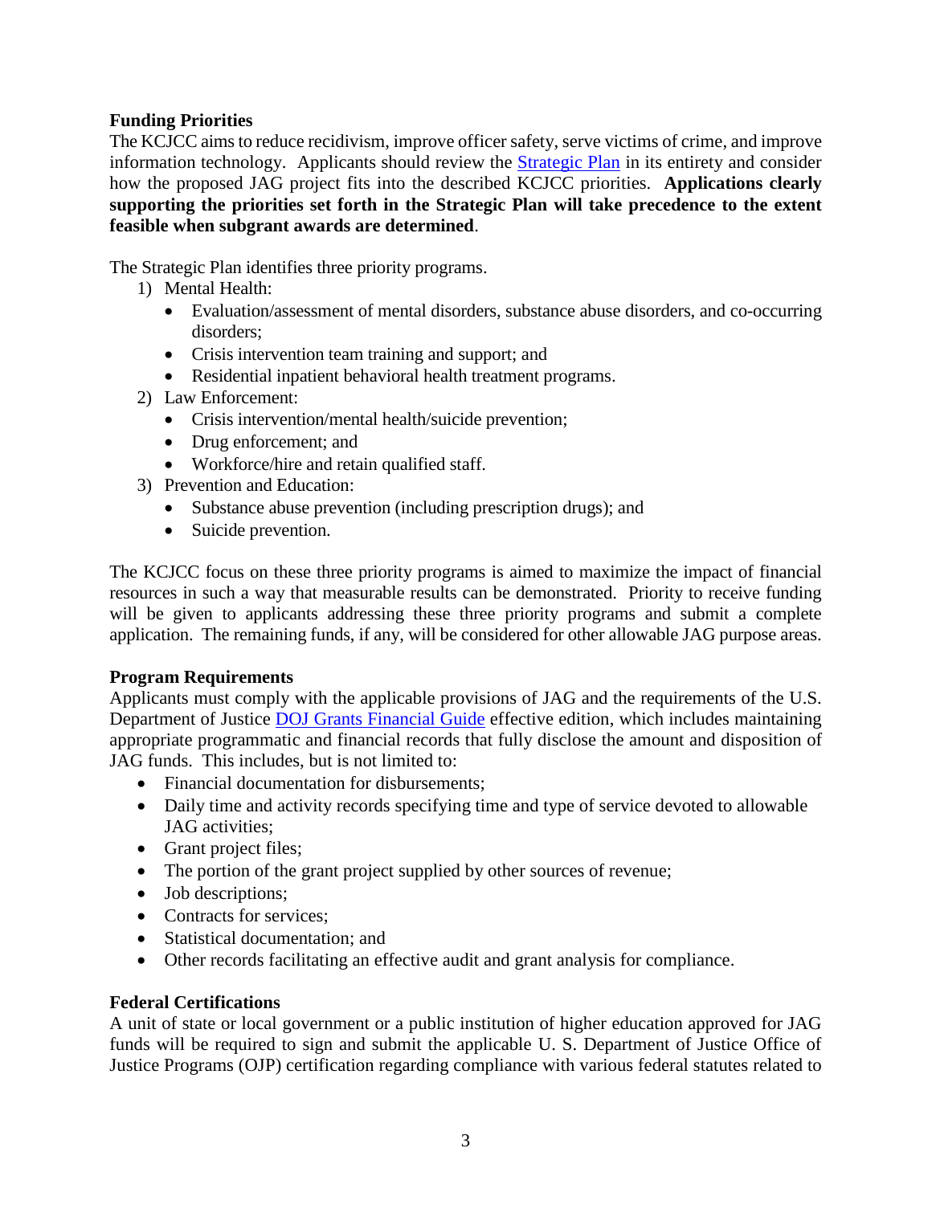## Funding Priorities

The KCJCC aims to reduce recidivism, improve officer safety, serve victims of crime, and improve information technology. Applicants should review the [Strategic Plan]() in its entirety and consider how the proposed JAG project fits into the described KCJCC priorities. **Applications clearly supporting the priorities set forth in the Strategic Plan will take precedence to the extent feasible when subgrant awards are determined**.

The Strategic Plan identifies three priority programs.

1) Mental Health:
   - Evaluation/assessment of mental disorders, substance abuse disorders, and co-occurring disorders;
   - Crisis intervention team training and support; and
   - Residential inpatient behavioral health treatment programs.
2) Law Enforcement:
   - Crisis intervention/mental health/suicide prevention;
   - Drug enforcement; and
   - Workforce/hire and retain qualified staff.
3) Prevention and Education:
   - Substance abuse prevention (including prescription drugs); and
   - Suicide prevention.

The KCJCC focus on these three priority programs is aimed to maximize the impact of financial resources in such a way that measurable results can be demonstrated. Priority to receive funding will be given to applicants addressing these three priority programs and submit a complete application. The remaining funds, if any, will be considered for other allowable JAG purpose areas.

## Program Requirements

Applicants must comply with the applicable provisions of JAG and the requirements of the U.S. Department of Justice [DOJ Grants Financial Guide]() effective edition, which includes maintaining appropriate programmatic and financial records that fully disclose the amount and disposition of JAG funds. This includes, but is not limited to:

- Financial documentation for disbursements;
- Daily time and activity records specifying time and type of service devoted to allowable JAG activities;
- Grant project files;
- The portion of the grant project supplied by other sources of revenue;
- Job descriptions;
- Contracts for services;
- Statistical documentation; and
- Other records facilitating an effective audit and grant analysis for compliance.

## Federal Certifications

A unit of state or local government or a public institution of higher education approved for JAG funds will be required to sign and submit the applicable U. S. Department of Justice Office of Justice Programs (OJP) certification regarding compliance with various federal statutes related to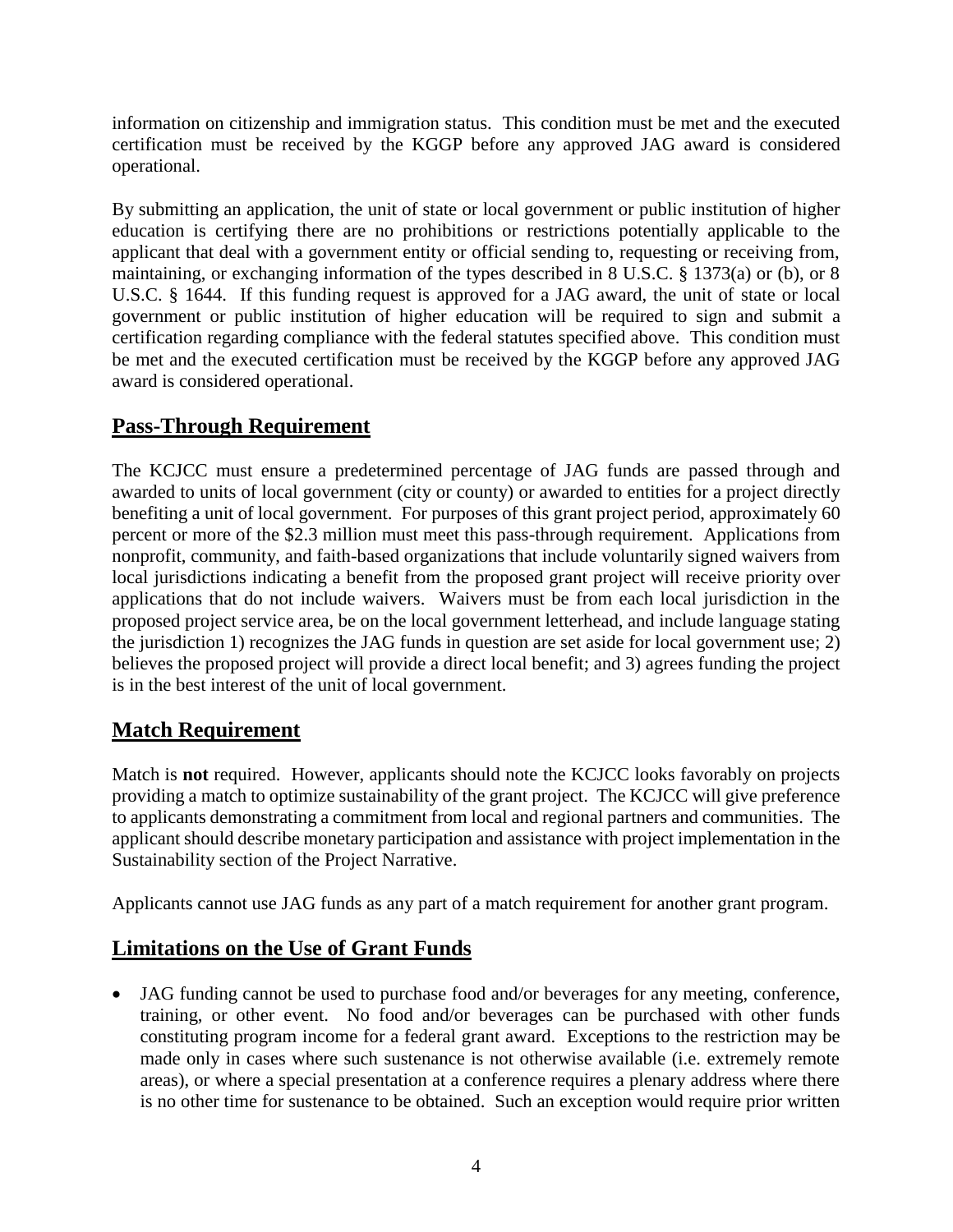information on citizenship and immigration status. This condition must be met and the executed certification must be received by the KGGP before any approved JAG award is considered operational.

By submitting an application, the unit of state or local government or public institution of higher education is certifying there are no prohibitions or restrictions potentially applicable to the applicant that deal with a government entity or official sending to, requesting or receiving from, maintaining, or exchanging information of the types described in 8 U.S.C. § 1373(a) or (b), or 8 U.S.C. § 1644. If this funding request is approved for a JAG award, the unit of state or local government or public institution of higher education will be required to sign and submit a certification regarding compliance with the federal statutes specified above. This condition must be met and the executed certification must be received by the KGGP before any approved JAG award is considered operational.

## Pass-Through Requirement

The KCJCC must ensure a predetermined percentage of JAG funds are passed through and awarded to units of local government (city or county) or awarded to entities for a project directly benefiting a unit of local government. For purposes of this grant project period, approximately 60 percent or more of the $2.3 million must meet this pass-through requirement. Applications from nonprofit, community, and faith-based organizations that include voluntarily signed waivers from local jurisdictions indicating a benefit from the proposed grant project will receive priority over applications that do not include waivers. Waivers must be from each local jurisdiction in the proposed project service area, be on the local government letterhead, and include language stating the jurisdiction 1) recognizes the JAG funds in question are set aside for local government use; 2) believes the proposed project will provide a direct local benefit; and 3) agrees funding the project is in the best interest of the unit of local government.

## Match Requirement

Match is **not** required. However, applicants should note the KCJCC looks favorably on projects providing a match to optimize sustainability of the grant project. The KCJCC will give preference to applicants demonstrating a commitment from local and regional partners and communities. The applicant should describe monetary participation and assistance with project implementation in the Sustainability section of the Project Narrative.

Applicants cannot use JAG funds as any part of a match requirement for another grant program.

## Limitations on the Use of Grant Funds

- JAG funding cannot be used to purchase food and/or beverages for any meeting, conference, training, or other event. No food and/or beverages can be purchased with other funds constituting program income for a federal grant award. Exceptions to the restriction may be made only in cases where such sustenance is not otherwise available (i.e. extremely remote areas), or where a special presentation at a conference requires a plenary address where there is no other time for sustenance to be obtained. Such an exception would require prior written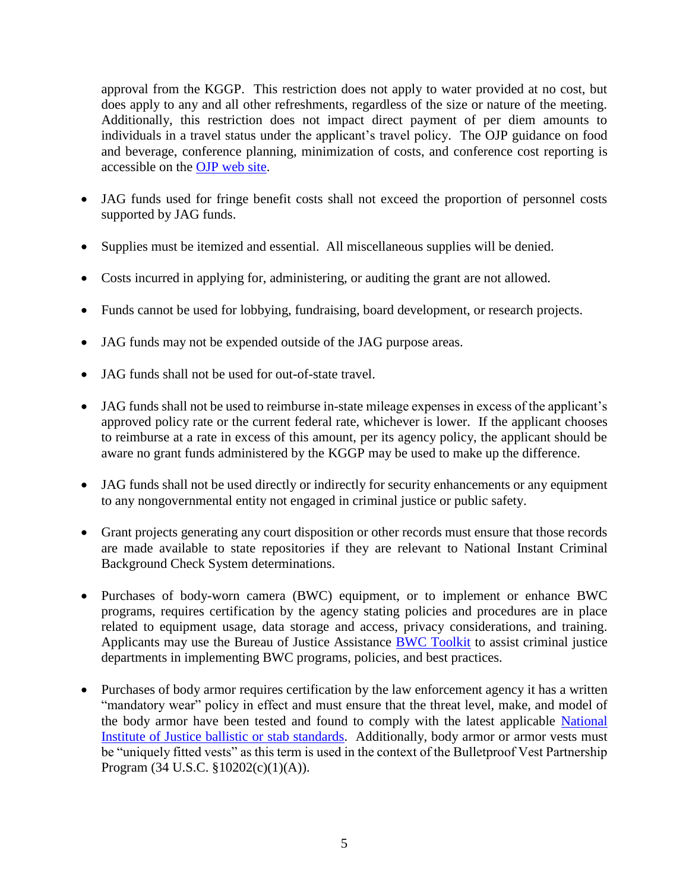approval from the KGGP. This restriction does not apply to water provided at no cost, but does apply to any and all other refreshments, regardless of the size or nature of the meeting. Additionally, this restriction does not impact direct payment of per diem amounts to individuals in a travel status under the applicant's travel policy. The OJP guidance on food and beverage, conference planning, minimization of costs, and conference cost reporting is accessible on the [OJP web site](https://www.ojp.gov).

- JAG funds used for fringe benefit costs shall not exceed the proportion of personnel costs supported by JAG funds.

- Supplies must be itemized and essential. All miscellaneous supplies will be denied.

- Costs incurred in applying for, administering, or auditing the grant are not allowed.

- Funds cannot be used for lobbying, fundraising, board development, or research projects.

- JAG funds may not be expended outside of the JAG purpose areas.

- JAG funds shall not be used for out-of-state travel.

- JAG funds shall not be used to reimburse in-state mileage expenses in excess of the applicant's approved policy rate or the current federal rate, whichever is lower. If the applicant chooses to reimburse at a rate in excess of this amount, per its agency policy, the applicant should be aware no grant funds administered by the KGGP may be used to make up the difference.

- JAG funds shall not be used directly or indirectly for security enhancements or any equipment to any nongovernmental entity not engaged in criminal justice or public safety.

- Grant projects generating any court disposition or other records must ensure that those records are made available to state repositories if they are relevant to National Instant Criminal Background Check System determinations.

- Purchases of body-worn camera (BWC) equipment, or to implement or enhance BWC programs, requires certification by the agency stating policies and procedures are in place related to equipment usage, data storage and access, privacy considerations, and training. Applicants may use the Bureau of Justice Assistance BWC Toolkit to assist criminal justice departments in implementing BWC programs, policies, and best practices.

- Purchases of body armor requires certification by the law enforcement agency it has a written "mandatory wear" policy in effect and must ensure that the threat level, make, and model of the body armor have been tested and found to comply with the latest applicable National Institute of Justice ballistic or stab standards. Additionally, body armor or armor vests must be "uniquely fitted vests" as this term is used in the context of the Bulletproof Vest Partnership Program (34 U.S.C. §10202(c)(1)(A)).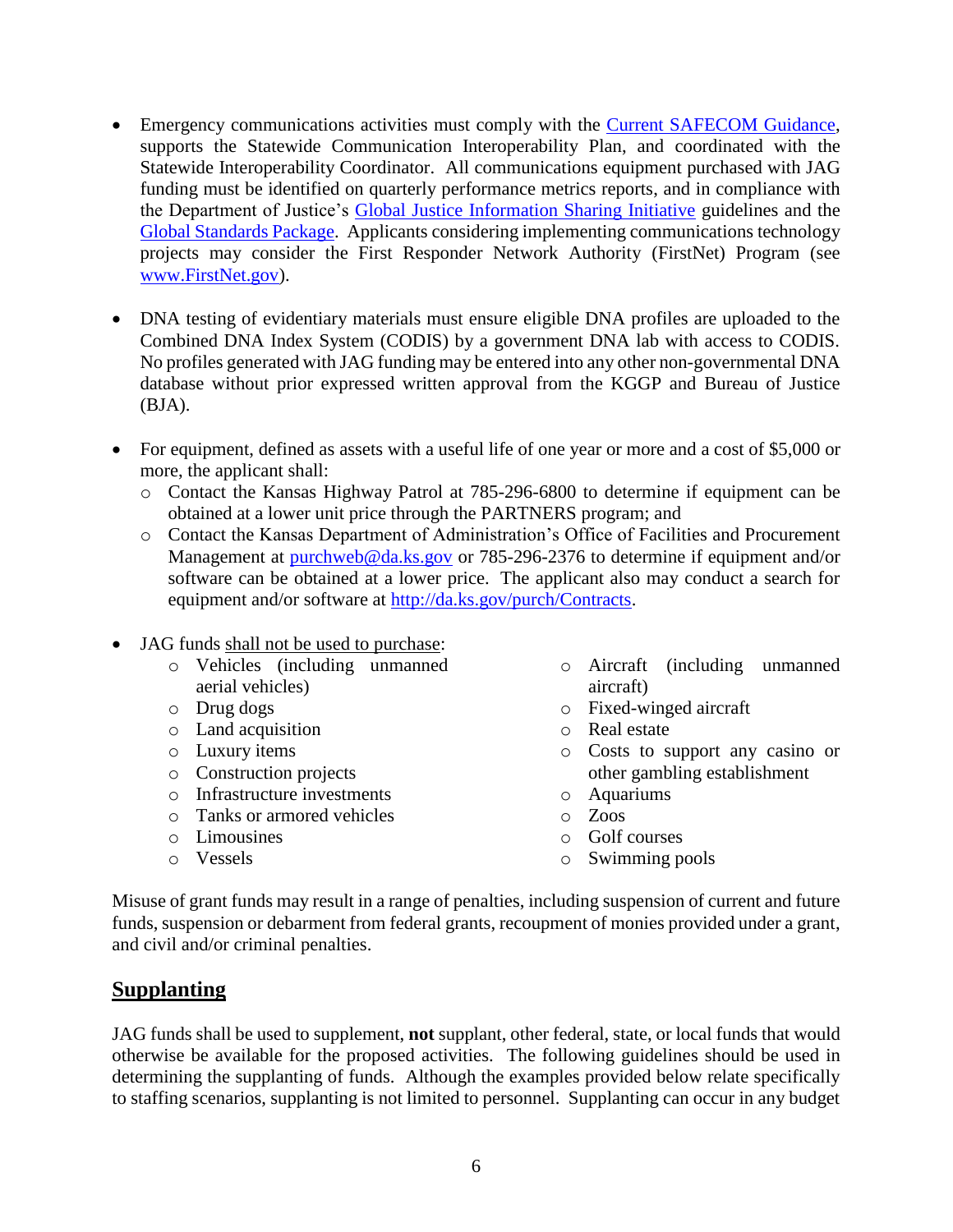- Emergency communications activities must comply with the [Current SAFECOM Guidance](), supports the Statewide Communication Interoperability Plan, and coordinated with the Statewide Interoperability Coordinator. All communications equipment purchased with JAG funding must be identified on quarterly performance metrics reports, and in compliance with the Department of Justice's [Global Justice Information Sharing Initiative]() guidelines and the [Global Standards Package](). Applicants considering implementing communications technology projects may consider the First Responder Network Authority (FirstNet) Program (see [www.FirstNet.gov]()).

- DNA testing of evidentiary materials must ensure eligible DNA profiles are uploaded to the Combined DNA Index System (CODIS) by a government DNA lab with access to CODIS. No profiles generated with JAG funding may be entered into any other non-governmental DNA database without prior expressed written approval from the KGGP and Bureau of Justice (BJA).

- For equipment, defined as assets with a useful life of one year or more and a cost of $5,000 or more, the applicant shall:
  - Contact the Kansas Highway Patrol at 785-296-6800 to determine if equipment can be obtained at a lower unit price through the PARTNERS program; and
  - Contact the Kansas Department of Administration's Office of Facilities and Procurement Management at purchweb@da.ks.gov or 785-296-2376 to determine if equipment and/or software can be obtained at a lower price. The applicant also may conduct a search for equipment and/or software at http://da.ks.gov/purch/Contracts.

- JAG funds <u>shall not be used to purchase</u>:
  - Vehicles (including unmanned aerial vehicles)
  - Drug dogs
  - Land acquisition
  - Luxury items
  - Construction projects
  - Infrastructure investments
  - Tanks or armored vehicles
  - Limousines
  - Vessels
  - Aircraft (including unmanned aircraft)
  - Fixed-winged aircraft
  - Real estate
  - Costs to support any casino or other gambling establishment
  - Aquariums
  - Zoos
  - Golf courses
  - Swimming pools

Misuse of grant funds may result in a range of penalties, including suspension of current and future funds, suspension or debarment from federal grants, recoupment of monies provided under a grant, and civil and/or criminal penalties.

## Supplanting

JAG funds shall be used to supplement, **not** supplant, other federal, state, or local funds that would otherwise be available for the proposed activities. The following guidelines should be used in determining the supplanting of funds. Although the examples provided below relate specifically to staffing scenarios, supplanting is not limited to personnel. Supplanting can occur in any budget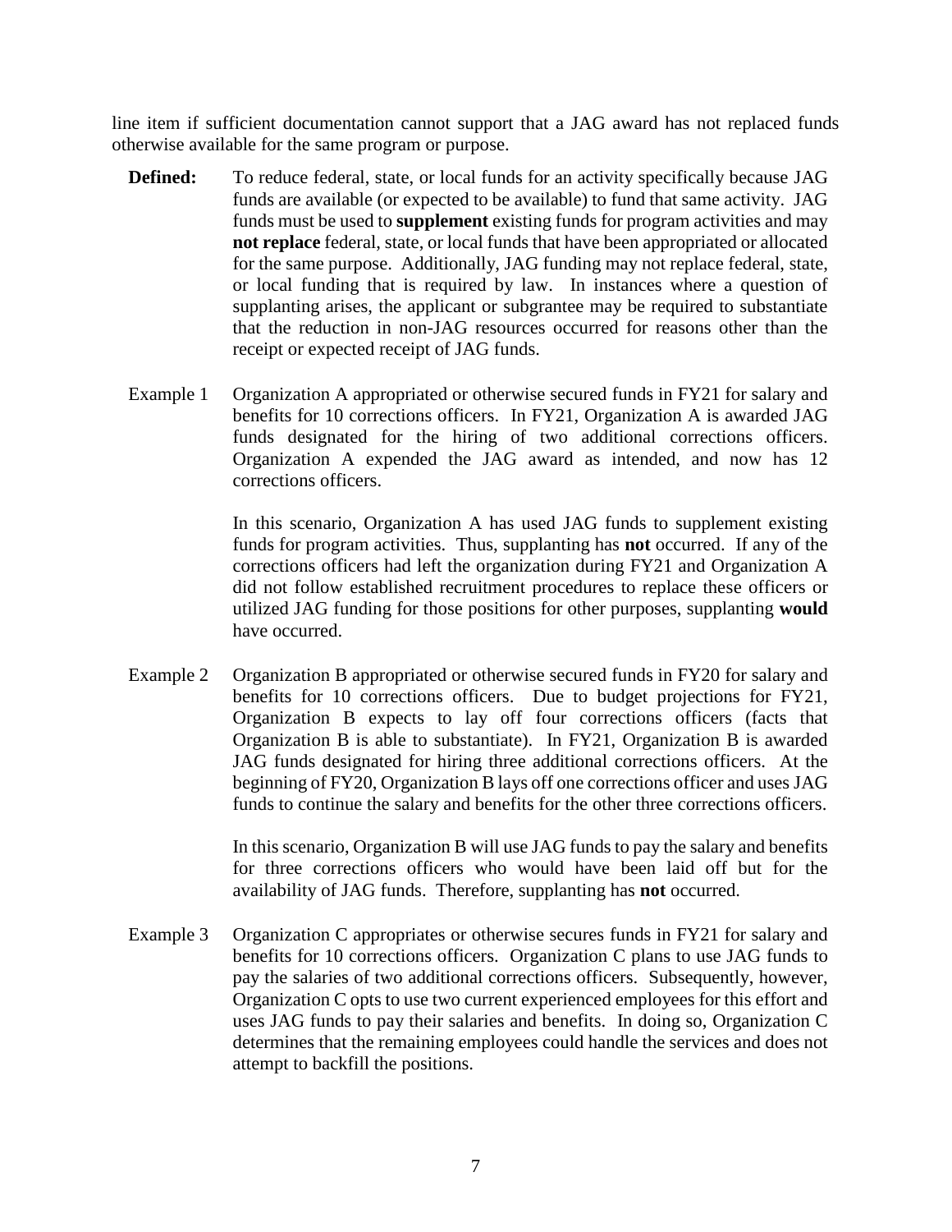line item if sufficient documentation cannot support that a JAG award has not replaced funds otherwise available for the same program or purpose.

**Defined:** To reduce federal, state, or local funds for an activity specifically because JAG funds are available (or expected to be available) to fund that same activity. JAG funds must be used to **supplement** existing funds for program activities and may **not replace** federal, state, or local funds that have been appropriated or allocated for the same purpose. Additionally, JAG funding may not replace federal, state, or local funding that is required by law. In instances where a question of supplanting arises, the applicant or subgrantee may be required to substantiate that the reduction in non-JAG resources occurred for reasons other than the receipt or expected receipt of JAG funds.

Example 1 Organization A appropriated or otherwise secured funds in FY21 for salary and benefits for 10 corrections officers. In FY21, Organization A is awarded JAG funds designated for the hiring of two additional corrections officers. Organization A expended the JAG award as intended, and now has 12 corrections officers.

In this scenario, Organization A has used JAG funds to supplement existing funds for program activities. Thus, supplanting has **not** occurred. If any of the corrections officers had left the organization during FY21 and Organization A did not follow established recruitment procedures to replace these officers or utilized JAG funding for those positions for other purposes, supplanting **would** have occurred.

Example 2 Organization B appropriated or otherwise secured funds in FY20 for salary and benefits for 10 corrections officers. Due to budget projections for FY21, Organization B expects to lay off four corrections officers (facts that Organization B is able to substantiate). In FY21, Organization B is awarded JAG funds designated for hiring three additional corrections officers. At the beginning of FY20, Organization B lays off one corrections officer and uses JAG funds to continue the salary and benefits for the other three corrections officers.

In this scenario, Organization B will use JAG funds to pay the salary and benefits for three corrections officers who would have been laid off but for the availability of JAG funds. Therefore, supplanting has **not** occurred.

Example 3 Organization C appropriates or otherwise secures funds in FY21 for salary and benefits for 10 corrections officers. Organization C plans to use JAG funds to pay the salaries of two additional corrections officers. Subsequently, however, Organization C opts to use two current experienced employees for this effort and uses JAG funds to pay their salaries and benefits. In doing so, Organization C determines that the remaining employees could handle the services and does not attempt to backfill the positions.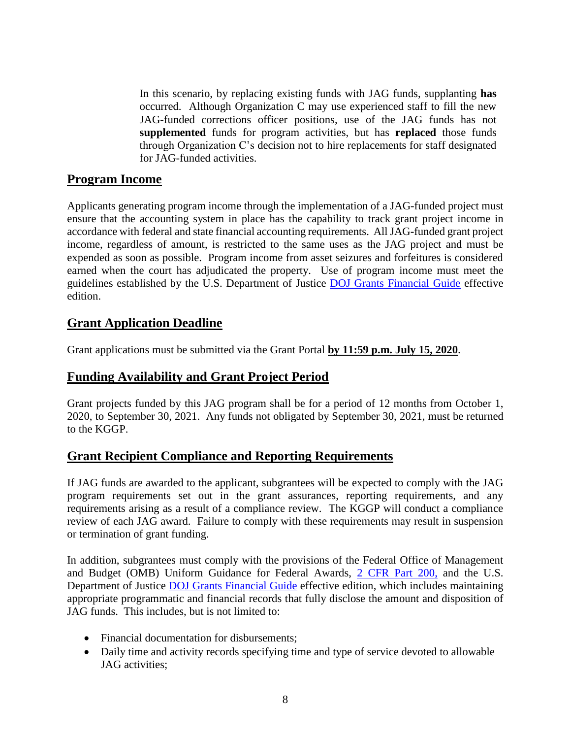In this scenario, by replacing existing funds with JAG funds, supplanting **has** occurred. Although Organization C may use experienced staff to fill the new JAG-funded corrections officer positions, use of the JAG funds has not **supplemented** funds for program activities, but has **replaced** those funds through Organization C's decision not to hire replacements for staff designated for JAG-funded activities.

## Program Income

Applicants generating program income through the implementation of a JAG-funded project must ensure that the accounting system in place has the capability to track grant project income in accordance with federal and state financial accounting requirements. All JAG-funded grant project income, regardless of amount, is restricted to the same uses as the JAG project and must be expended as soon as possible. Program income from asset seizures and forfeitures is considered earned when the court has adjudicated the property. Use of program income must meet the guidelines established by the U.S. Department of Justice DOJ Grants Financial Guide effective edition.

## Grant Application Deadline

Grant applications must be submitted via the Grant Portal **by 11:59 p.m. July 15, 2020**.

## Funding Availability and Grant Project Period

Grant projects funded by this JAG program shall be for a period of 12 months from October 1, 2020, to September 30, 2021. Any funds not obligated by September 30, 2021, must be returned to the KGGP.

## Grant Recipient Compliance and Reporting Requirements

If JAG funds are awarded to the applicant, subgrantees will be expected to comply with the JAG program requirements set out in the grant assurances, reporting requirements, and any requirements arising as a result of a compliance review. The KGGP will conduct a compliance review of each JAG award. Failure to comply with these requirements may result in suspension or termination of grant funding.

In addition, subgrantees must comply with the provisions of the Federal Office of Management and Budget (OMB) Uniform Guidance for Federal Awards, 2 CFR Part 200, and the U.S. Department of Justice DOJ Grants Financial Guide effective edition, which includes maintaining appropriate programmatic and financial records that fully disclose the amount and disposition of JAG funds. This includes, but is not limited to:

- Financial documentation for disbursements;
- Daily time and activity records specifying time and type of service devoted to allowable JAG activities;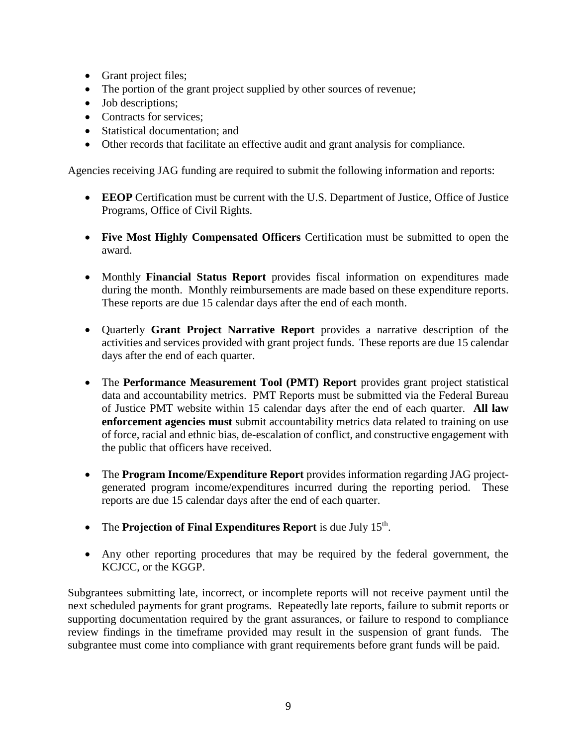- Grant project files;
- The portion of the grant project supplied by other sources of revenue;
- Job descriptions;
- Contracts for services;
- Statistical documentation; and
- Other records that facilitate an effective audit and grant analysis for compliance.

Agencies receiving JAG funding are required to submit the following information and reports:

- **EEOP** Certification must be current with the U.S. Department of Justice, Office of Justice Programs, Office of Civil Rights.

- **Five Most Highly Compensated Officers** Certification must be submitted to open the award.

- Monthly **Financial Status Report** provides fiscal information on expenditures made during the month. Monthly reimbursements are made based on these expenditure reports. These reports are due 15 calendar days after the end of each month.

- Quarterly **Grant Project Narrative Report** provides a narrative description of the activities and services provided with grant project funds. These reports are due 15 calendar days after the end of each quarter.

- The **Performance Measurement Tool (PMT) Report** provides grant project statistical data and accountability metrics. PMT Reports must be submitted via the Federal Bureau of Justice PMT website within 15 calendar days after the end of each quarter. **All law enforcement agencies must** submit accountability metrics data related to training on use of force, racial and ethnic bias, de-escalation of conflict, and constructive engagement with the public that officers have received.

- The **Program Income/Expenditure Report** provides information regarding JAG project-generated program income/expenditures incurred during the reporting period. These reports are due 15 calendar days after the end of each quarter.

- The **Projection of Final Expenditures Report** is due July 15th.

- Any other reporting procedures that may be required by the federal government, the KCJCC, or the KGGP.

Subgrantees submitting late, incorrect, or incomplete reports will not receive payment until the next scheduled payments for grant programs. Repeatedly late reports, failure to submit reports or supporting documentation required by the grant assurances, or failure to respond to compliance review findings in the timeframe provided may result in the suspension of grant funds. The subgrantee must come into compliance with grant requirements before grant funds will be paid.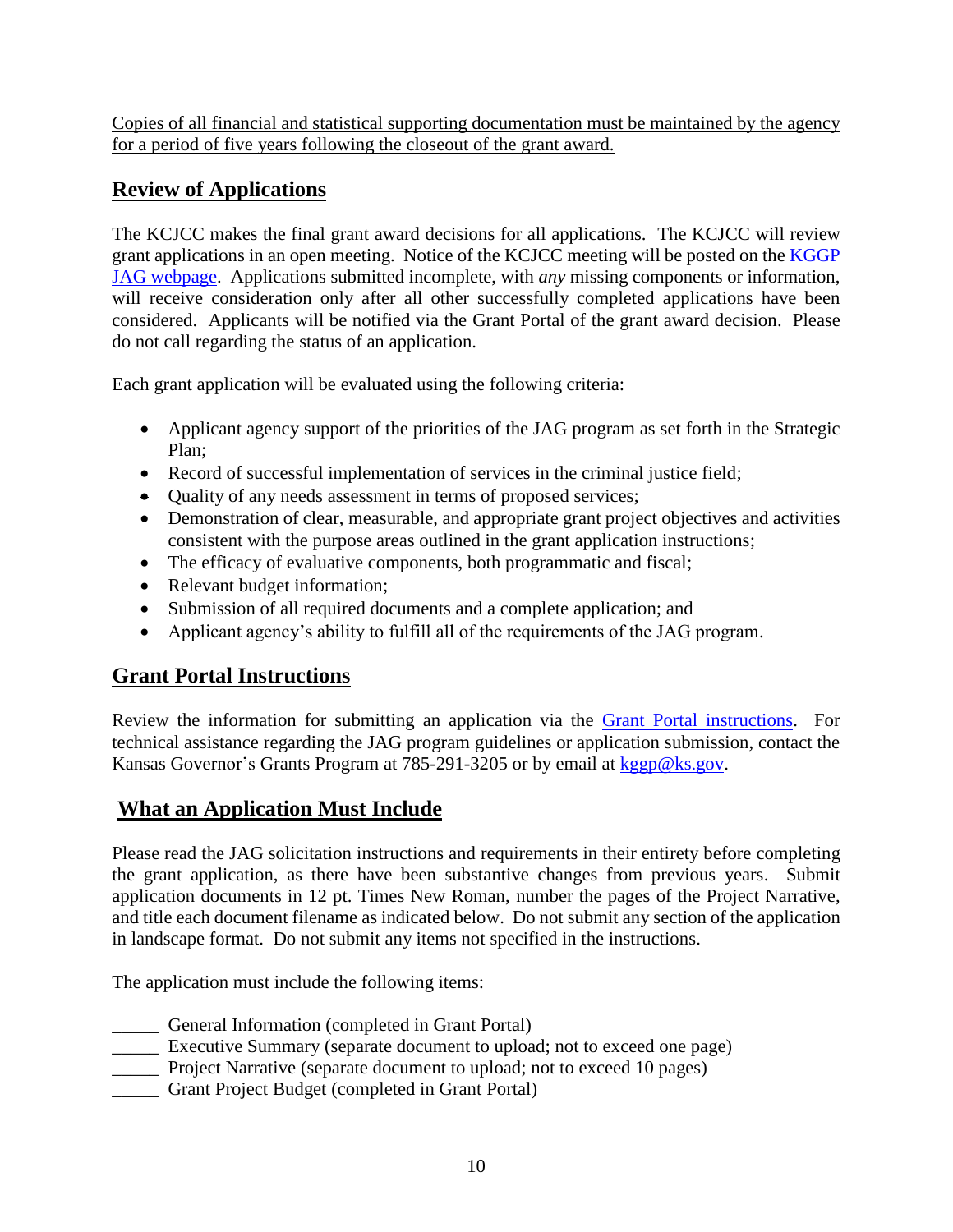Copies of all financial and statistical supporting documentation must be maintained by the agency for a period of five years following the closeout of the grant award.

## Review of Applications

The KCJCC makes the final grant award decisions for all applications. The KCJCC will review grant applications in an open meeting. Notice of the KCJCC meeting will be posted on the [KGGP JAG webpage](). Applications submitted incomplete, with *any* missing components or information, will receive consideration only after all other successfully completed applications have been considered. Applicants will be notified via the Grant Portal of the grant award decision. Please do not call regarding the status of an application.

Each grant application will be evaluated using the following criteria:

- Applicant agency support of the priorities of the JAG program as set forth in the Strategic Plan;
- Record of successful implementation of services in the criminal justice field;
- Quality of any needs assessment in terms of proposed services;
- Demonstration of clear, measurable, and appropriate grant project objectives and activities consistent with the purpose areas outlined in the grant application instructions;
- The efficacy of evaluative components, both programmatic and fiscal;
- Relevant budget information;
- Submission of all required documents and a complete application; and
- Applicant agency's ability to fulfill all of the requirements of the JAG program.

## Grant Portal Instructions

Review the information for submitting an application via the Grant Portal instructions. For technical assistance regarding the JAG program guidelines or application submission, contact the Kansas Governor's Grants Program at 785-291-3205 or by email at kggp@ks.gov.

## What an Application Must Include

Please read the JAG solicitation instructions and requirements in their entirety before completing the grant application, as there have been substantive changes from previous years. Submit application documents in 12 pt. Times New Roman, number the pages of the Project Narrative, and title each document filename as indicated below. Do not submit any section of the application in landscape format. Do not submit any items not specified in the instructions.

The application must include the following items:

_____ General Information (completed in Grant Portal)
_____ Executive Summary (separate document to upload; not to exceed one page)
_____ Project Narrative (separate document to upload; not to exceed 10 pages)
_____ Grant Project Budget (completed in Grant Portal)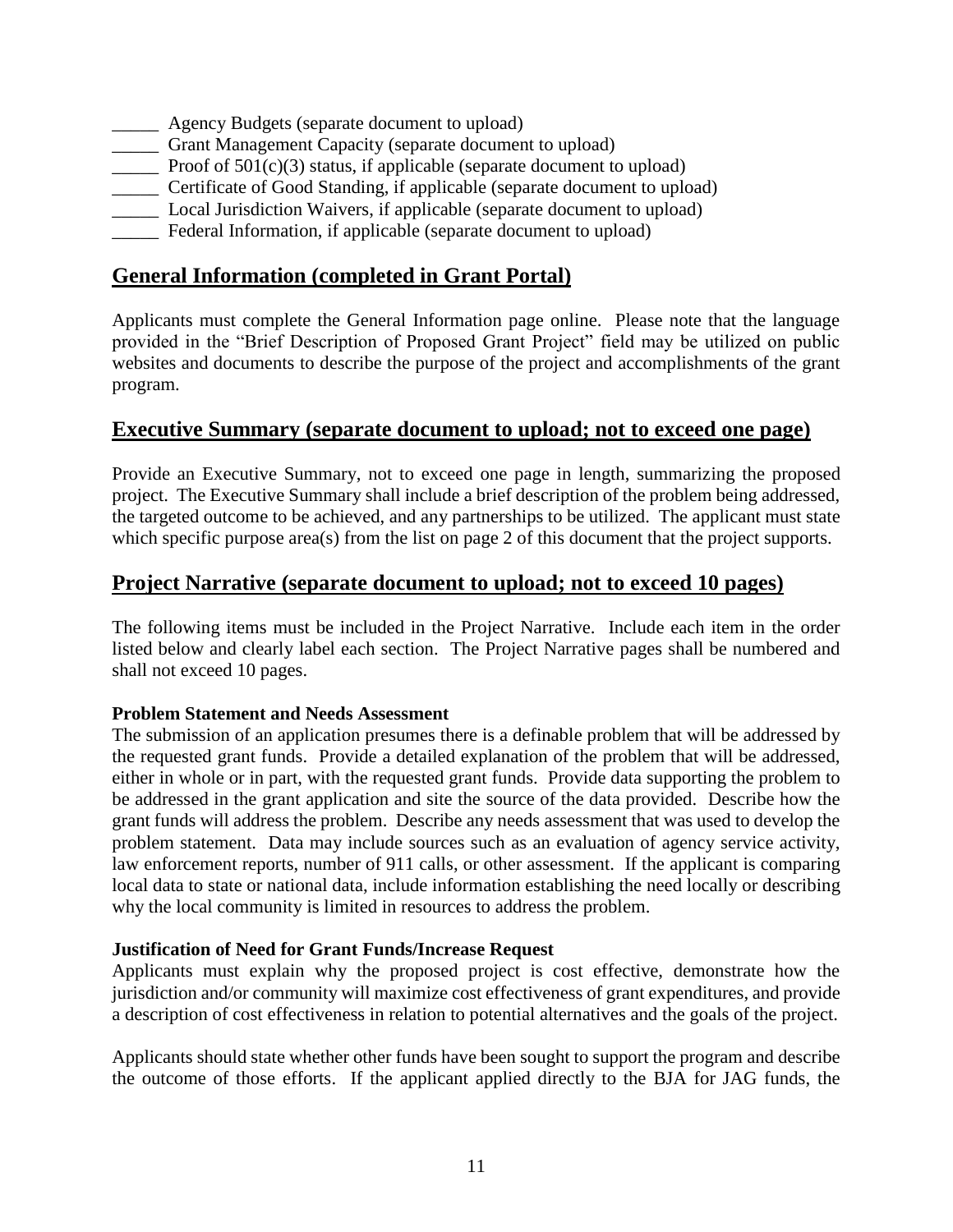_____ Agency Budgets (separate document to upload)
_____ Grant Management Capacity (separate document to upload)
_____ Proof of 501(c)(3) status, if applicable (separate document to upload)
_____ Certificate of Good Standing, if applicable (separate document to upload)
_____ Local Jurisdiction Waivers, if applicable (separate document to upload)
_____ Federal Information, if applicable (separate document to upload)

## General Information (completed in Grant Portal)

Applicants must complete the General Information page online. Please note that the language provided in the "Brief Description of Proposed Grant Project" field may be utilized on public websites and documents to describe the purpose of the project and accomplishments of the grant program.

## Executive Summary (separate document to upload; not to exceed one page)

Provide an Executive Summary, not to exceed one page in length, summarizing the proposed project. The Executive Summary shall include a brief description of the problem being addressed, the targeted outcome to be achieved, and any partnerships to be utilized. The applicant must state which specific purpose area(s) from the list on page 2 of this document that the project supports.

## Project Narrative (separate document to upload; not to exceed 10 pages)

The following items must be included in the Project Narrative. Include each item in the order listed below and clearly label each section. The Project Narrative pages shall be numbered and shall not exceed 10 pages.

**Problem Statement and Needs Assessment**

The submission of an application presumes there is a definable problem that will be addressed by the requested grant funds. Provide a detailed explanation of the problem that will be addressed, either in whole or in part, with the requested grant funds. Provide data supporting the problem to be addressed in the grant application and site the source of the data provided. Describe how the grant funds will address the problem. Describe any needs assessment that was used to develop the problem statement. Data may include sources such as an evaluation of agency service activity, law enforcement reports, number of 911 calls, or other assessment. If the applicant is comparing local data to state or national data, include information establishing the need locally or describing why the local community is limited in resources to address the problem.

**Justification of Need for Grant Funds/Increase Request**

Applicants must explain why the proposed project is cost effective, demonstrate how the jurisdiction and/or community will maximize cost effectiveness of grant expenditures, and provide a description of cost effectiveness in relation to potential alternatives and the goals of the project.

Applicants should state whether other funds have been sought to support the program and describe the outcome of those efforts. If the applicant applied directly to the BJA for JAG funds, the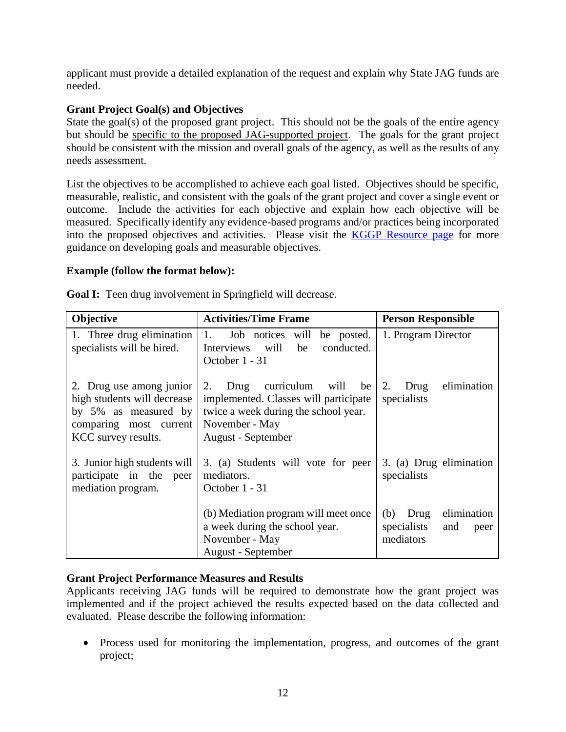applicant must provide a detailed explanation of the request and explain why State JAG funds are needed.

**Grant Project Goal(s) and Objectives**

State the goal(s) of the proposed grant project. This should not be the goals of the entire agency but should be specific to the proposed JAG-supported project. The goals for the grant project should be consistent with the mission and overall goals of the agency, as well as the results of any needs assessment.

List the objectives to be accomplished to achieve each goal listed. Objectives should be specific, measurable, realistic, and consistent with the goals of the grant project and cover a single event or outcome. Include the activities for each objective and explain how each objective will be measured. Specifically identify any evidence-based programs and/or practices being incorporated into the proposed objectives and activities. Please visit the [KGGP Resource page] for more guidance on developing goals and measurable objectives.

**Example (follow the format below):**

**Goal I:** Teen drug involvement in Springfield will decrease.

| Objective | Activities/Time Frame | Person Responsible |
|---|---|---|
| 1. Three drug elimination specialists will be hired. | 1. Job notices will be posted. Interviews will be conducted. October 1 - 31 | 1. Program Director |
| 2. Drug use among junior high students will decrease by 5% as measured by comparing most current KCC survey results. | 2. Drug curriculum will be implemented. Classes will participate twice a week during the school year. November - May August - September | 2. Drug elimination specialists |
| 3. Junior high students will participate in the peer mediation program. | 3. (a) Students will vote for peer mediators. October 1 - 31 | 3. (a) Drug elimination specialists |
| | (b) Mediation program will meet once a week during the school year. November - May August - September | (b) Drug elimination specialists and peer mediators |

**Grant Project Performance Measures and Results**

Applicants receiving JAG funds will be required to demonstrate how the grant project was implemented and if the project achieved the results expected based on the data collected and evaluated. Please describe the following information:

- Process used for monitoring the implementation, progress, and outcomes of the grant project;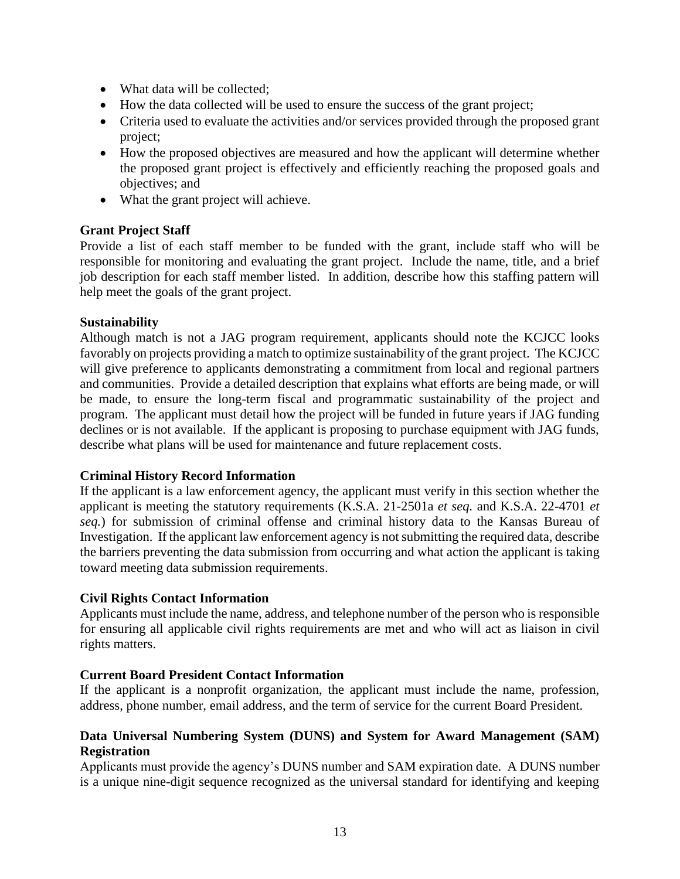- What data will be collected;
- How the data collected will be used to ensure the success of the grant project;
- Criteria used to evaluate the activities and/or services provided through the proposed grant project;
- How the proposed objectives are measured and how the applicant will determine whether the proposed grant project is effectively and efficiently reaching the proposed goals and objectives; and
- What the grant project will achieve.

**Grant Project Staff**
Provide a list of each staff member to be funded with the grant, include staff who will be responsible for monitoring and evaluating the grant project. Include the name, title, and a brief job description for each staff member listed. In addition, describe how this staffing pattern will help meet the goals of the grant project.

**Sustainability**
Although match is not a JAG program requirement, applicants should note the KCJCC looks favorably on projects providing a match to optimize sustainability of the grant project. The KCJCC will give preference to applicants demonstrating a commitment from local and regional partners and communities. Provide a detailed description that explains what efforts are being made, or will be made, to ensure the long-term fiscal and programmatic sustainability of the project and program. The applicant must detail how the project will be funded in future years if JAG funding declines or is not available. If the applicant is proposing to purchase equipment with JAG funds, describe what plans will be used for maintenance and future replacement costs.

**Criminal History Record Information**
If the applicant is a law enforcement agency, the applicant must verify in this section whether the applicant is meeting the statutory requirements (K.S.A. 21-2501a *et seq.* and K.S.A. 22-4701 *et seq.*) for submission of criminal offense and criminal history data to the Kansas Bureau of Investigation. If the applicant law enforcement agency is not submitting the required data, describe the barriers preventing the data submission from occurring and what action the applicant is taking toward meeting data submission requirements.

**Civil Rights Contact Information**
Applicants must include the name, address, and telephone number of the person who is responsible for ensuring all applicable civil rights requirements are met and who will act as liaison in civil rights matters.

**Current Board President Contact Information**
If the applicant is a nonprofit organization, the applicant must include the name, profession, address, phone number, email address, and the term of service for the current Board President.

**Data Universal Numbering System (DUNS) and System for Award Management (SAM) Registration**
Applicants must provide the agency's DUNS number and SAM expiration date. A DUNS number is a unique nine-digit sequence recognized as the universal standard for identifying and keeping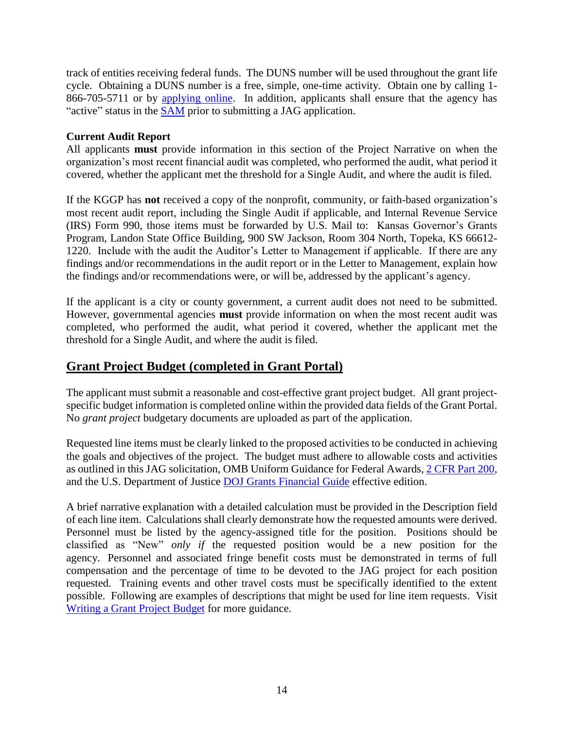track of entities receiving federal funds. The DUNS number will be used throughout the grant life cycle. Obtaining a DUNS number is a free, simple, one-time activity. Obtain one by calling 1-866-705-5711 or by applying online. In addition, applicants shall ensure that the agency has "active" status in the SAM prior to submitting a JAG application.

**Current Audit Report**

All applicants **must** provide information in this section of the Project Narrative on when the organization's most recent financial audit was completed, who performed the audit, what period it covered, whether the applicant met the threshold for a Single Audit, and where the audit is filed.

If the KGGP has **not** received a copy of the nonprofit, community, or faith-based organization's most recent audit report, including the Single Audit if applicable, and Internal Revenue Service (IRS) Form 990, those items must be forwarded by U.S. Mail to: Kansas Governor's Grants Program, Landon State Office Building, 900 SW Jackson, Room 304 North, Topeka, KS 66612-1220. Include with the audit the Auditor's Letter to Management if applicable. If there are any findings and/or recommendations in the audit report or in the Letter to Management, explain how the findings and/or recommendations were, or will be, addressed by the applicant's agency.

If the applicant is a city or county government, a current audit does not need to be submitted. However, governmental agencies **must** provide information on when the most recent audit was completed, who performed the audit, what period it covered, whether the applicant met the threshold for a Single Audit, and where the audit is filed.

## Grant Project Budget (completed in Grant Portal)

The applicant must submit a reasonable and cost-effective grant project budget. All grant project-specific budget information is completed online within the provided data fields of the Grant Portal. No *grant project* budgetary documents are uploaded as part of the application.

Requested line items must be clearly linked to the proposed activities to be conducted in achieving the goals and objectives of the project. The budget must adhere to allowable costs and activities as outlined in this JAG solicitation, OMB Uniform Guidance for Federal Awards, 2 CFR Part 200, and the U.S. Department of Justice DOJ Grants Financial Guide effective edition.

A brief narrative explanation with a detailed calculation must be provided in the Description field of each line item. Calculations shall clearly demonstrate how the requested amounts were derived. Personnel must be listed by the agency-assigned title for the position. Positions should be classified as "New" *only if* the requested position would be a new position for the agency. Personnel and associated fringe benefit costs must be demonstrated in terms of full compensation and the percentage of time to be devoted to the JAG project for each position requested. Training events and other travel costs must be specifically identified to the extent possible. Following are examples of descriptions that might be used for line item requests. Visit Writing a Grant Project Budget for more guidance.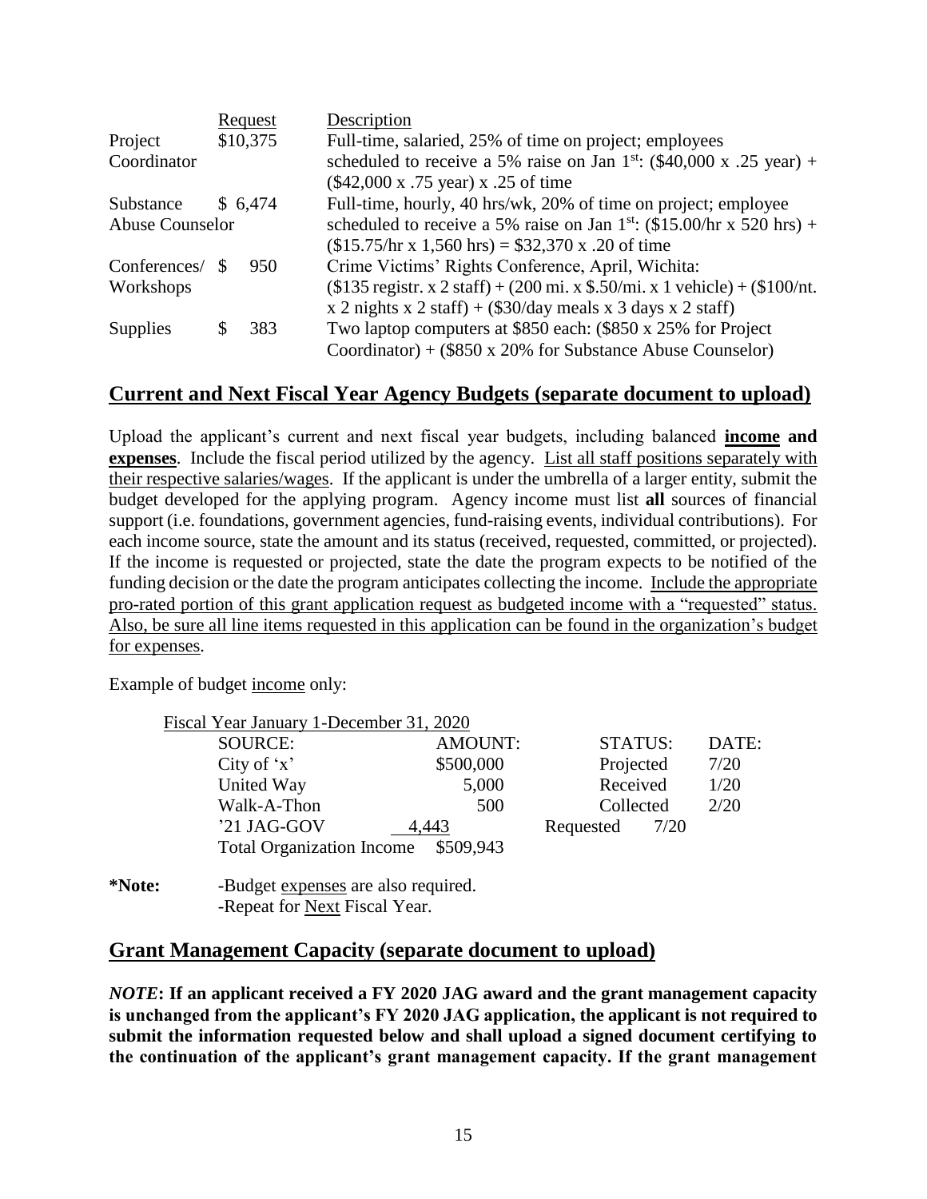| | Request | Description |
|---|---|---|
| Project Coordinator | $10,375 | Full-time, salaried, 25% of time on project; employees scheduled to receive a 5% raise on Jan 1st: ($40,000 x .25 year) + ($42,000 x .75 year) x .25 of time |
| Substance Abuse Counselor | $ 6,474 | Full-time, hourly, 40 hrs/wk, 20% of time on project; employee scheduled to receive a 5% raise on Jan 1st: ($15.00/hr x 520 hrs) + ($15.75/hr x 1,560 hrs) = $32,370 x .20 of time |
| Conferences/ Workshops | $ 950 | Crime Victims' Rights Conference, April, Wichita: ($135 registr. x 2 staff) + (200 mi. x $.50/mi. x 1 vehicle) + ($100/nt. x 2 nights x 2 staff) + ($30/day meals x 3 days x 2 staff) |
| Supplies | $ 383 | Two laptop computers at $850 each: ($850 x 25% for Project Coordinator) + ($850 x 20% for Substance Abuse Counselor) |

## Current and Next Fiscal Year Agency Budgets (separate document to upload)

Upload the applicant's current and next fiscal year budgets, including balanced **income and expenses**. Include the fiscal period utilized by the agency. List all staff positions separately with their respective salaries/wages. If the applicant is under the umbrella of a larger entity, submit the budget developed for the applying program. Agency income must list **all** sources of financial support (i.e. foundations, government agencies, fund-raising events, individual contributions). For each income source, state the amount and its status (received, requested, committed, or projected). If the income is requested or projected, state the date the program expects to be notified of the funding decision or the date the program anticipates collecting the income. Include the appropriate pro-rated portion of this grant application request as budgeted income with a "requested" status. Also, be sure all line items requested in this application can be found in the organization's budget for expenses.

Example of budget income only:

Fiscal Year January 1-December 31, 2020

| SOURCE: | AMOUNT: | STATUS: | DATE: |
|---|---|---|---|
| City of 'x' | $500,000 | Projected | 7/20 |
| United Way | 5,000 | Received | 1/20 |
| Walk-A-Thon | 500 | Collected | 2/20 |
| '21 JAG-GOV | 4,443 | Requested | 7/20 |
| Total Organization Income | $509,943 | | |

**\*Note:** -Budget expenses are also required.
-Repeat for Next Fiscal Year.

## Grant Management Capacity (separate document to upload)

***NOTE*: If an applicant received a FY 2020 JAG award and the grant management capacity is unchanged from the applicant's FY 2020 JAG application, the applicant is not required to submit the information requested below and shall upload a signed document certifying to the continuation of the applicant's grant management capacity. If the grant management**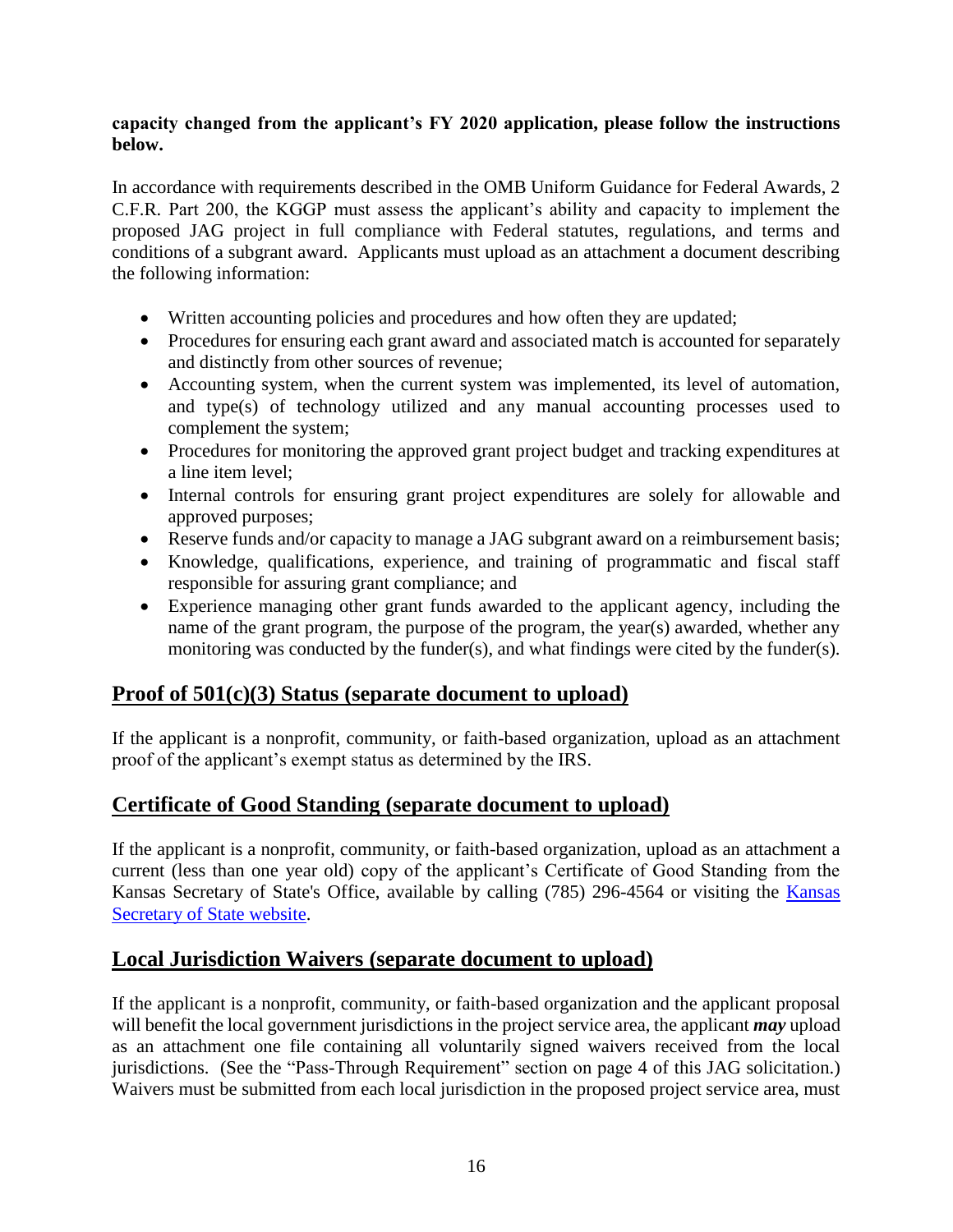**capacity changed from the applicant's FY 2020 application, please follow the instructions below.**

In accordance with requirements described in the OMB Uniform Guidance for Federal Awards, 2 C.F.R. Part 200, the KGGP must assess the applicant's ability and capacity to implement the proposed JAG project in full compliance with Federal statutes, regulations, and terms and conditions of a subgrant award. Applicants must upload as an attachment a document describing the following information:

- Written accounting policies and procedures and how often they are updated;
- Procedures for ensuring each grant award and associated match is accounted for separately and distinctly from other sources of revenue;
- Accounting system, when the current system was implemented, its level of automation, and type(s) of technology utilized and any manual accounting processes used to complement the system;
- Procedures for monitoring the approved grant project budget and tracking expenditures at a line item level;
- Internal controls for ensuring grant project expenditures are solely for allowable and approved purposes;
- Reserve funds and/or capacity to manage a JAG subgrant award on a reimbursement basis;
- Knowledge, qualifications, experience, and training of programmatic and fiscal staff responsible for assuring grant compliance; and
- Experience managing other grant funds awarded to the applicant agency, including the name of the grant program, the purpose of the program, the year(s) awarded, whether any monitoring was conducted by the funder(s), and what findings were cited by the funder(s).

## Proof of 501(c)(3) Status (separate document to upload)

If the applicant is a nonprofit, community, or faith-based organization, upload as an attachment proof of the applicant's exempt status as determined by the IRS.

## Certificate of Good Standing (separate document to upload)

If the applicant is a nonprofit, community, or faith-based organization, upload as an attachment a current (less than one year old) copy of the applicant's Certificate of Good Standing from the Kansas Secretary of State's Office, available by calling (785) 296-4564 or visiting the Kansas Secretary of State website.

## Local Jurisdiction Waivers (separate document to upload)

If the applicant is a nonprofit, community, or faith-based organization and the applicant proposal will benefit the local government jurisdictions in the project service area, the applicant ***may*** upload as an attachment one file containing all voluntarily signed waivers received from the local jurisdictions. (See the "Pass-Through Requirement" section on page 4 of this JAG solicitation.) Waivers must be submitted from each local jurisdiction in the proposed project service area, must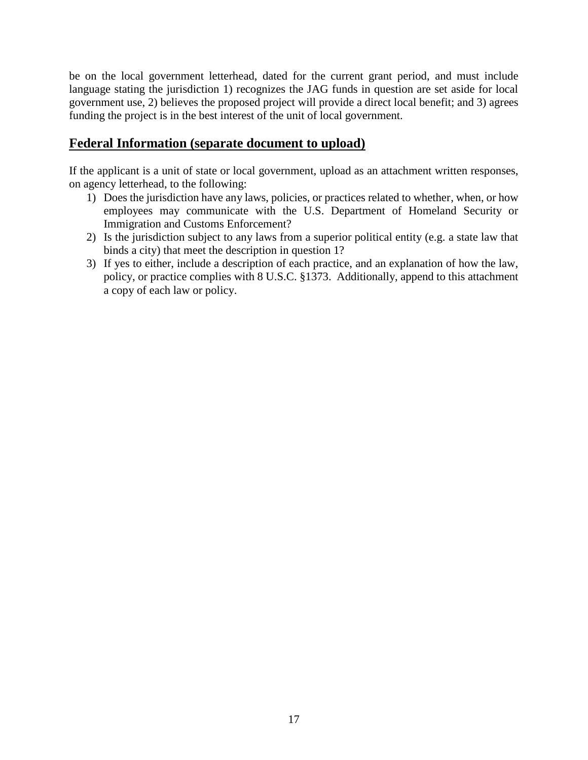be on the local government letterhead, dated for the current grant period, and must include language stating the jurisdiction 1) recognizes the JAG funds in question are set aside for local government use, 2) believes the proposed project will provide a direct local benefit; and 3) agrees funding the project is in the best interest of the unit of local government.

## **Federal Information (separate document to upload)**

If the applicant is a unit of state or local government, upload as an attachment written responses, on agency letterhead, to the following:

1) Does the jurisdiction have any laws, policies, or practices related to whether, when, or how employees may communicate with the U.S. Department of Homeland Security or Immigration and Customs Enforcement?
2) Is the jurisdiction subject to any laws from a superior political entity (e.g. a state law that binds a city) that meet the description in question 1?
3) If yes to either, include a description of each practice, and an explanation of how the law, policy, or practice complies with 8 U.S.C. §1373. Additionally, append to this attachment a copy of each law or policy.